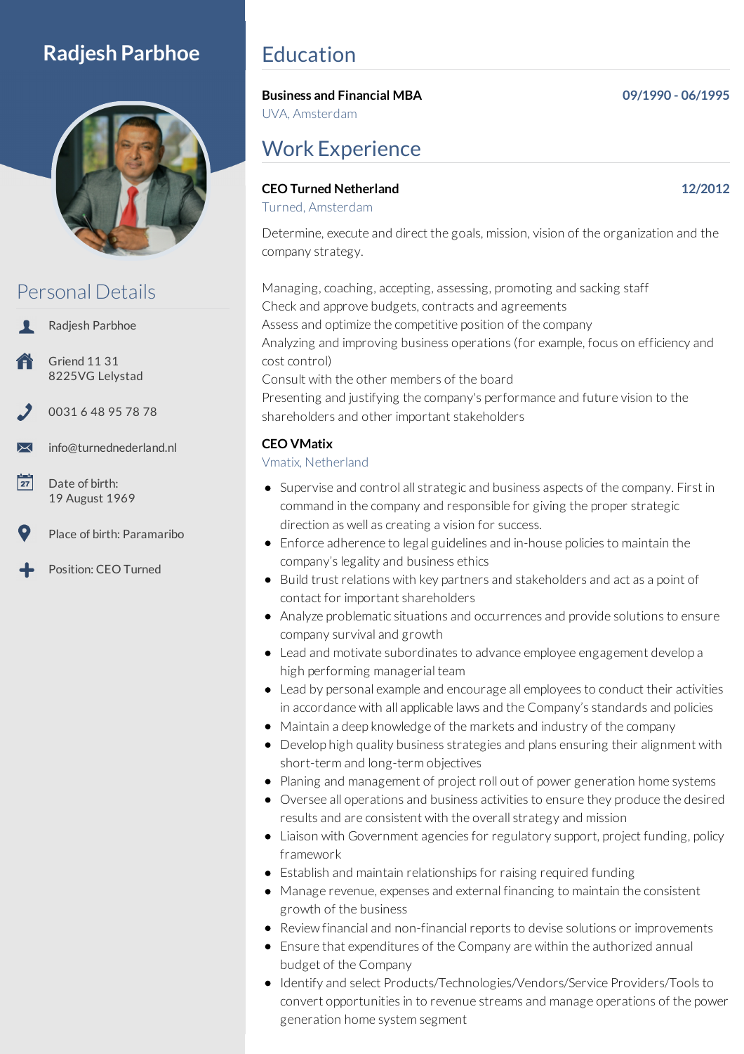# Radjesh Parbhoe

## Personal Details

Radjesh Parbhoe

Griend 11 31
8225VG Lelystad

0031 6 48 95 78 78

info@turnednederland.nl

Date of birth:
19 August 1969

Place of birth: Paramaribo

Position: CEO Turned

## Education

**Business and Financial MBA** — 09/1990 - 06/1995
UVA, Amsterdam

## Work Experience

**CEO Turned Netherland** — 12/2012
Turned, Amsterdam

Determine, execute and direct the goals, mission, vision of the organization and the company strategy.

Managing, coaching, accepting, assessing, promoting and sacking staff
Check and approve budgets, contracts and agreements
Assess and optimize the competitive position of the company
Analyzing and improving business operations (for example, focus on efficiency and cost control)
Consult with the other members of the board
Presenting and justifying the company's performance and future vision to the shareholders and other important stakeholders

**CEO VMatix**
Vmatix, Netherland

- Supervise and control all strategic and business aspects of the company. First in command in the company and responsible for giving the proper strategic direction as well as creating a vision for success.
- Enforce adherence to legal guidelines and in-house policies to maintain the company's legality and business ethics
- Build trust relations with key partners and stakeholders and act as a point of contact for important shareholders
- Analyze problematic situations and occurrences and provide solutions to ensure company survival and growth
- Lead and motivate subordinates to advance employee engagement develop a high performing managerial team
- Lead by personal example and encourage all employees to conduct their activities in accordance with all applicable laws and the Company's standards and policies
- Maintain a deep knowledge of the markets and industry of the company
- Develop high quality business strategies and plans ensuring their alignment with short-term and long-term objectives
- Planing and management of project roll out of power generation home systems
- Oversee all operations and business activities to ensure they produce the desired results and are consistent with the overall strategy and mission
- Liaison with Government agencies for regulatory support, project funding, policy framework
- Establish and maintain relationships for raising required funding
- Manage revenue, expenses and external financing to maintain the consistent growth of the business
- Review financial and non-financial reports to devise solutions or improvements
- Ensure that expenditures of the Company are within the authorized annual budget of the Company
- Identify and select Products/Technologies/Vendors/Service Providers/Tools to convert opportunities in to revenue streams and manage operations of the power generation home system segment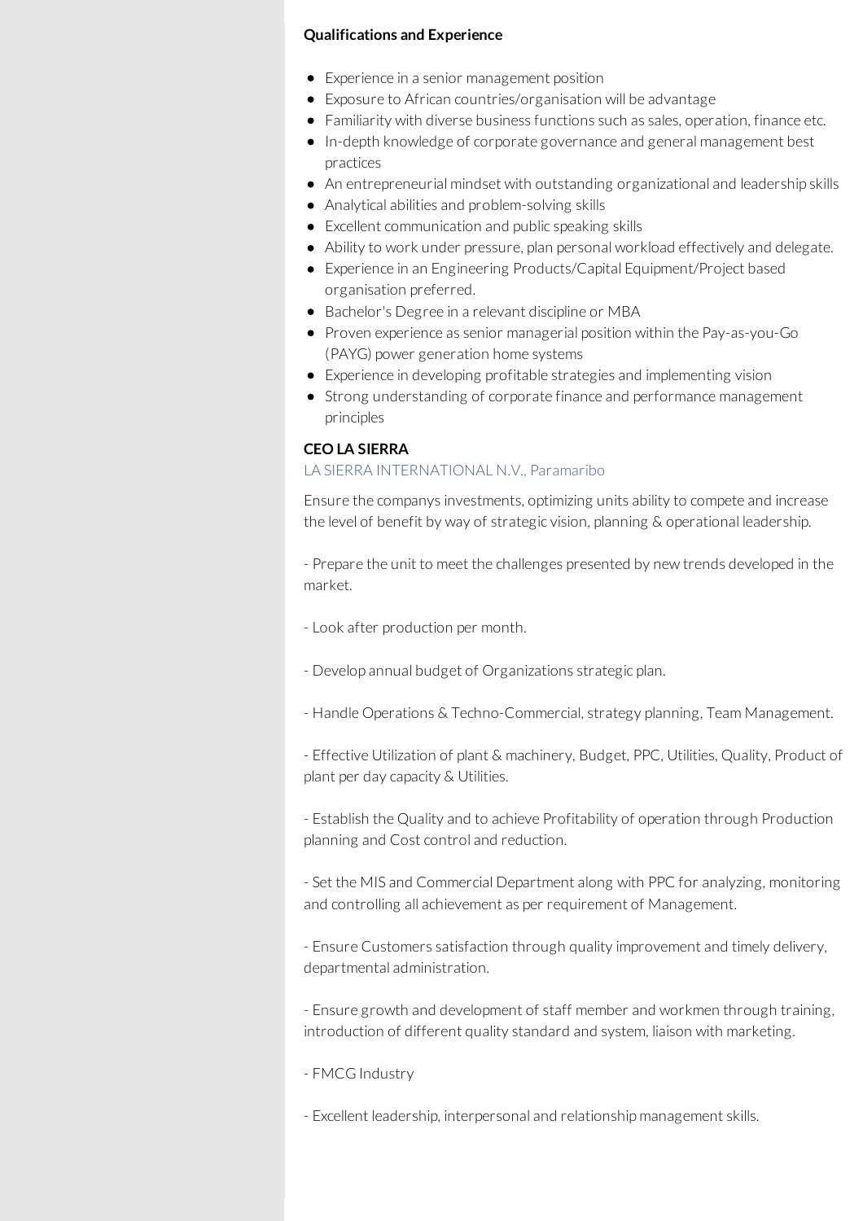**Qualifications and Experience**

- Experience in a senior management position
- Exposure to African countries/organisation will be advantage
- Familiarity with diverse business functions such as sales, operation, finance etc.
- In-depth knowledge of corporate governance and general management best practices
- An entrepreneurial mindset with outstanding organizational and leadership skills
- Analytical abilities and problem-solving skills
- Excellent communication and public speaking skills
- Ability to work under pressure, plan personal workload effectively and delegate.
- Experience in an Engineering Products/Capital Equipment/Project based organisation preferred.
- Bachelor's Degree in a relevant discipline or MBA
- Proven experience as senior managerial position within the Pay-as-you-Go (PAYG) power generation home systems
- Experience in developing profitable strategies and implementing vision
- Strong understanding of corporate finance and performance management principles

**CEO LA SIERRA**

LA SIERRA INTERNATIONAL N.V., Paramaribo

Ensure the companys investments, optimizing units ability to compete and increase the level of benefit by way of strategic vision, planning & operational leadership.

- Prepare the unit to meet the challenges presented by new trends developed in the market.

- Look after production per month.

- Develop annual budget of Organizations strategic plan.

- Handle Operations & Techno-Commercial, strategy planning, Team Management.

- Effective Utilization of plant & machinery, Budget, PPC, Utilities, Quality, Product of plant per day capacity & Utilities.

- Establish the Quality and to achieve Profitability of operation through Production planning and Cost control and reduction.

- Set the MIS and Commercial Department along with PPC for analyzing, monitoring and controlling all achievement as per requirement of Management.

- Ensure Customers satisfaction through quality improvement and timely delivery, departmental administration.

- Ensure growth and development of staff member and workmen through training, introduction of different quality standard and system, liaison with marketing.

- FMCG Industry

- Excellent leadership, interpersonal and relationship management skills.